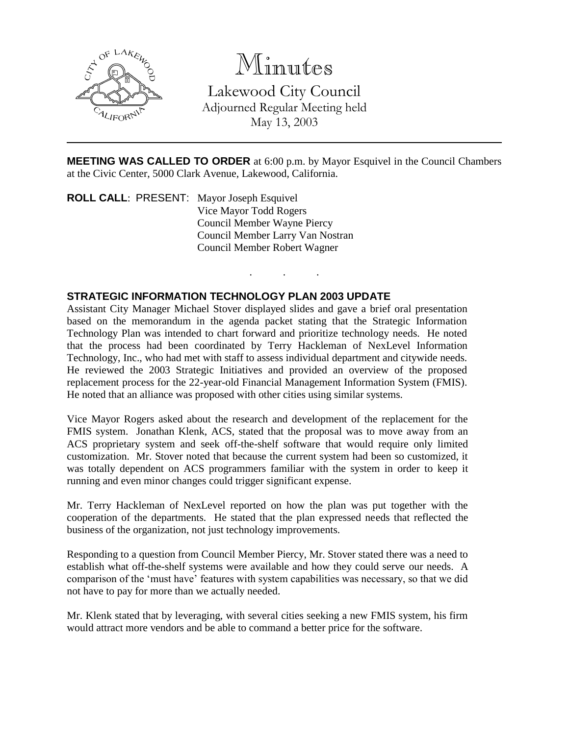# Minutes

Lakewood City Council
Adjourned Regular Meeting held
May 13, 2003

---

**MEETING WAS CALLED TO ORDER** at 6:00 p.m. by Mayor Esquivel in the Council Chambers at the Civic Center, 5000 Clark Avenue, Lakewood, California.

**ROLL CALL**: PRESENT: Mayor Joseph Esquivel
Vice Mayor Todd Rogers
Council Member Wayne Piercy
Council Member Larry Van Nostran
Council Member Robert Wagner

. . .

**STRATEGIC INFORMATION TECHNOLOGY PLAN 2003 UPDATE**

Assistant City Manager Michael Stover displayed slides and gave a brief oral presentation based on the memorandum in the agenda packet stating that the Strategic Information Technology Plan was intended to chart forward and prioritize technology needs. He noted that the process had been coordinated by Terry Hackleman of NexLevel Information Technology, Inc., who had met with staff to assess individual department and citywide needs. He reviewed the 2003 Strategic Initiatives and provided an overview of the proposed replacement process for the 22-year-old Financial Management Information System (FMIS). He noted that an alliance was proposed with other cities using similar systems.

Vice Mayor Rogers asked about the research and development of the replacement for the FMIS system. Jonathan Klenk, ACS, stated that the proposal was to move away from an ACS proprietary system and seek off-the-shelf software that would require only limited customization. Mr. Stover noted that because the current system had been so customized, it was totally dependent on ACS programmers familiar with the system in order to keep it running and even minor changes could trigger significant expense.

Mr. Terry Hackleman of NexLevel reported on how the plan was put together with the cooperation of the departments. He stated that the plan expressed needs that reflected the business of the organization, not just technology improvements.

Responding to a question from Council Member Piercy, Mr. Stover stated there was a need to establish what off-the-shelf systems were available and how they could serve our needs. A comparison of the 'must have' features with system capabilities was necessary, so that we did not have to pay for more than we actually needed.

Mr. Klenk stated that by leveraging, with several cities seeking a new FMIS system, his firm would attract more vendors and be able to command a better price for the software.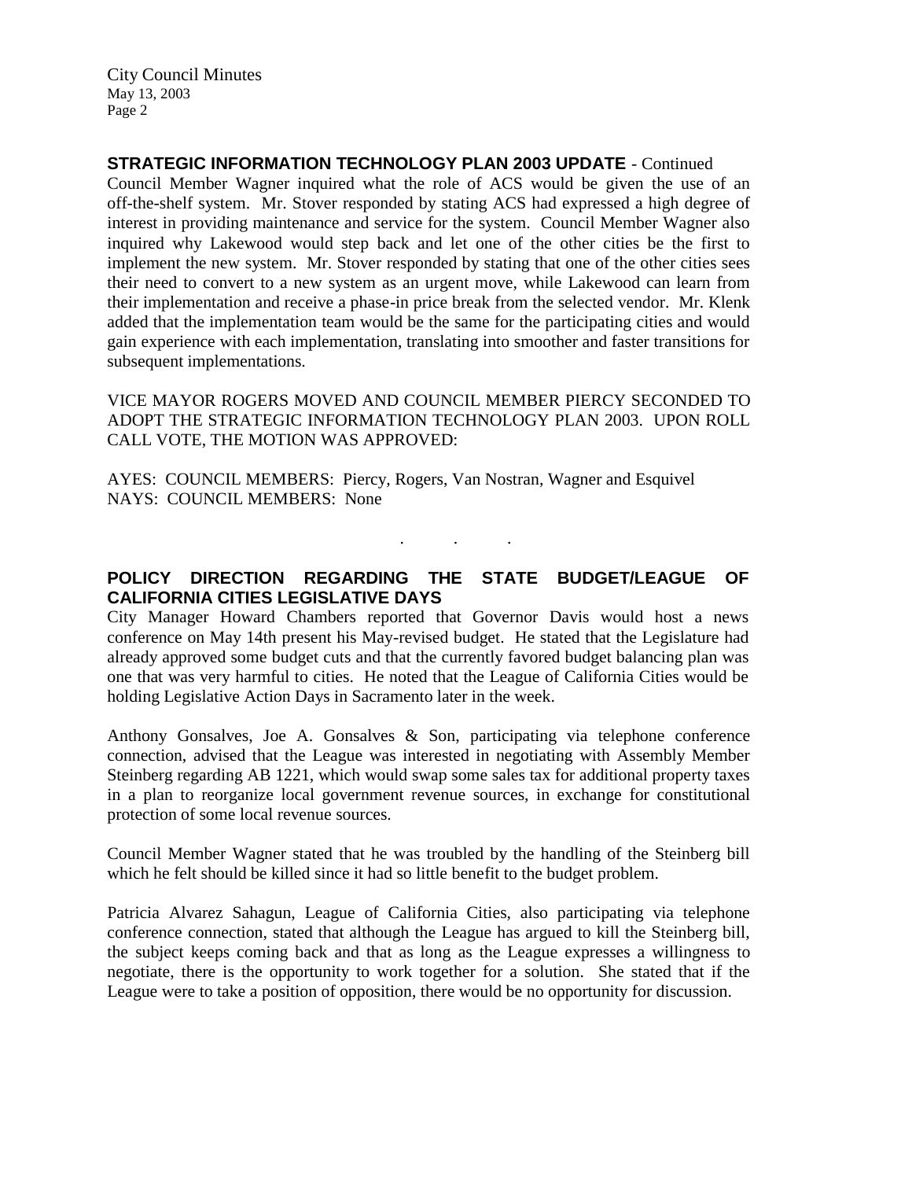**STRATEGIC INFORMATION TECHNOLOGY PLAN 2003 UPDATE** - Continued

Council Member Wagner inquired what the role of ACS would be given the use of an off-the-shelf system. Mr. Stover responded by stating ACS had expressed a high degree of interest in providing maintenance and service for the system. Council Member Wagner also inquired why Lakewood would step back and let one of the other cities be the first to implement the new system. Mr. Stover responded by stating that one of the other cities sees their need to convert to a new system as an urgent move, while Lakewood can learn from their implementation and receive a phase-in price break from the selected vendor. Mr. Klenk added that the implementation team would be the same for the participating cities and would gain experience with each implementation, translating into smoother and faster transitions for subsequent implementations.

VICE MAYOR ROGERS MOVED AND COUNCIL MEMBER PIERCY SECONDED TO ADOPT THE STRATEGIC INFORMATION TECHNOLOGY PLAN 2003. UPON ROLL CALL VOTE, THE MOTION WAS APPROVED:

AYES: COUNCIL MEMBERS: Piercy, Rogers, Van Nostran, Wagner and Esquivel
NAYS: COUNCIL MEMBERS: None

. . .

**POLICY DIRECTION REGARDING THE STATE BUDGET/LEAGUE OF CALIFORNIA CITIES LEGISLATIVE DAYS**

City Manager Howard Chambers reported that Governor Davis would host a news conference on May 14th present his May-revised budget. He stated that the Legislature had already approved some budget cuts and that the currently favored budget balancing plan was one that was very harmful to cities. He noted that the League of California Cities would be holding Legislative Action Days in Sacramento later in the week.

Anthony Gonsalves, Joe A. Gonsalves & Son, participating via telephone conference connection, advised that the League was interested in negotiating with Assembly Member Steinberg regarding AB 1221, which would swap some sales tax for additional property taxes in a plan to reorganize local government revenue sources, in exchange for constitutional protection of some local revenue sources.

Council Member Wagner stated that he was troubled by the handling of the Steinberg bill which he felt should be killed since it had so little benefit to the budget problem.

Patricia Alvarez Sahagun, League of California Cities, also participating via telephone conference connection, stated that although the League has argued to kill the Steinberg bill, the subject keeps coming back and that as long as the League expresses a willingness to negotiate, there is the opportunity to work together for a solution. She stated that if the League were to take a position of opposition, there would be no opportunity for discussion.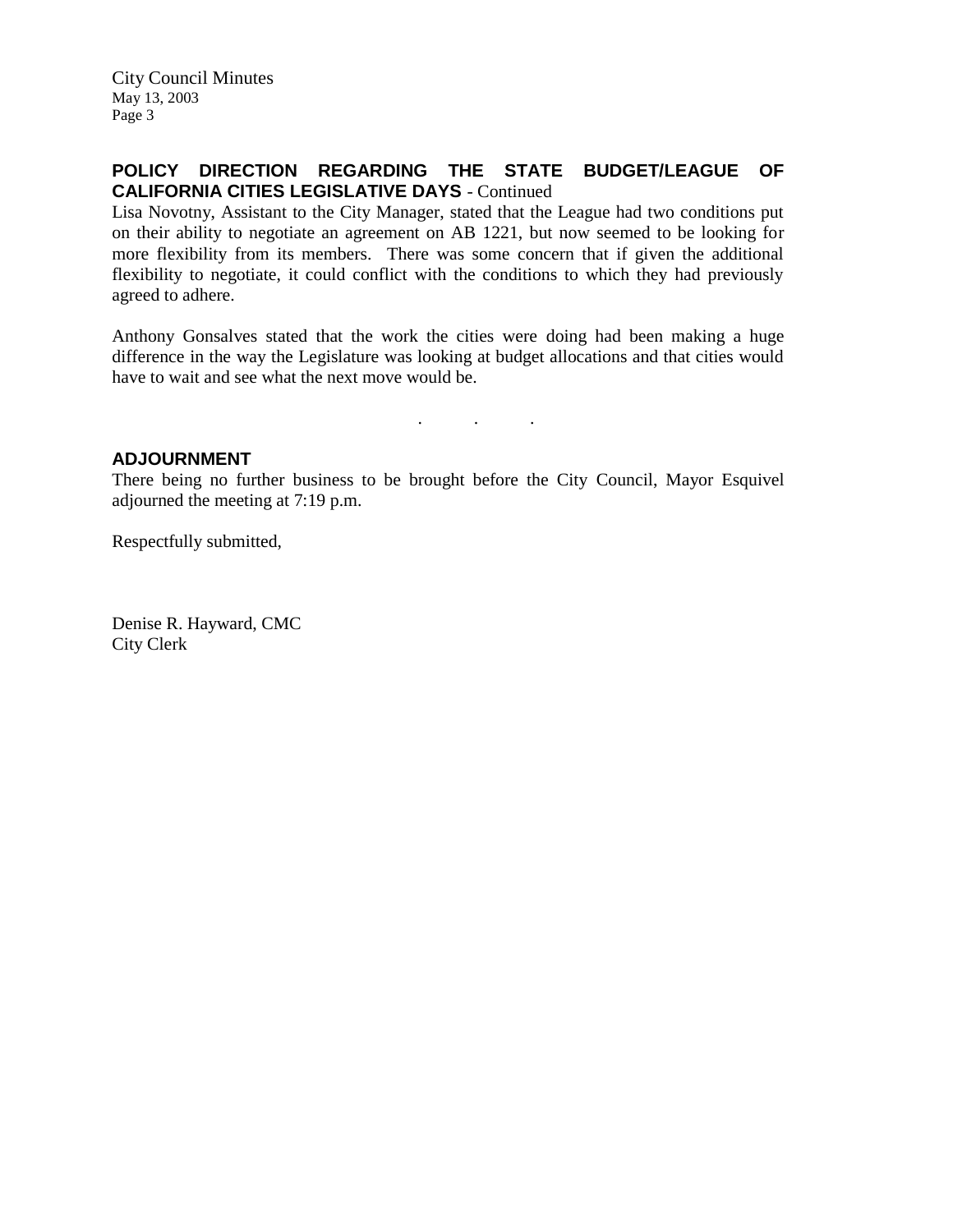## POLICY DIRECTION REGARDING THE STATE BUDGET/LEAGUE OF CALIFORNIA CITIES LEGISLATIVE DAYS - Continued

Lisa Novotny, Assistant to the City Manager, stated that the League had two conditions put on their ability to negotiate an agreement on AB 1221, but now seemed to be looking for more flexibility from its members. There was some concern that if given the additional flexibility to negotiate, it could conflict with the conditions to which they had previously agreed to adhere.

Anthony Gonsalves stated that the work the cities were doing had been making a huge difference in the way the Legislature was looking at budget allocations and that cities would have to wait and see what the next move would be.

. . .

## ADJOURNMENT

There being no further business to be brought before the City Council, Mayor Esquivel adjourned the meeting at 7:19 p.m.

Respectfully submitted,

Denise R. Hayward, CMC
City Clerk